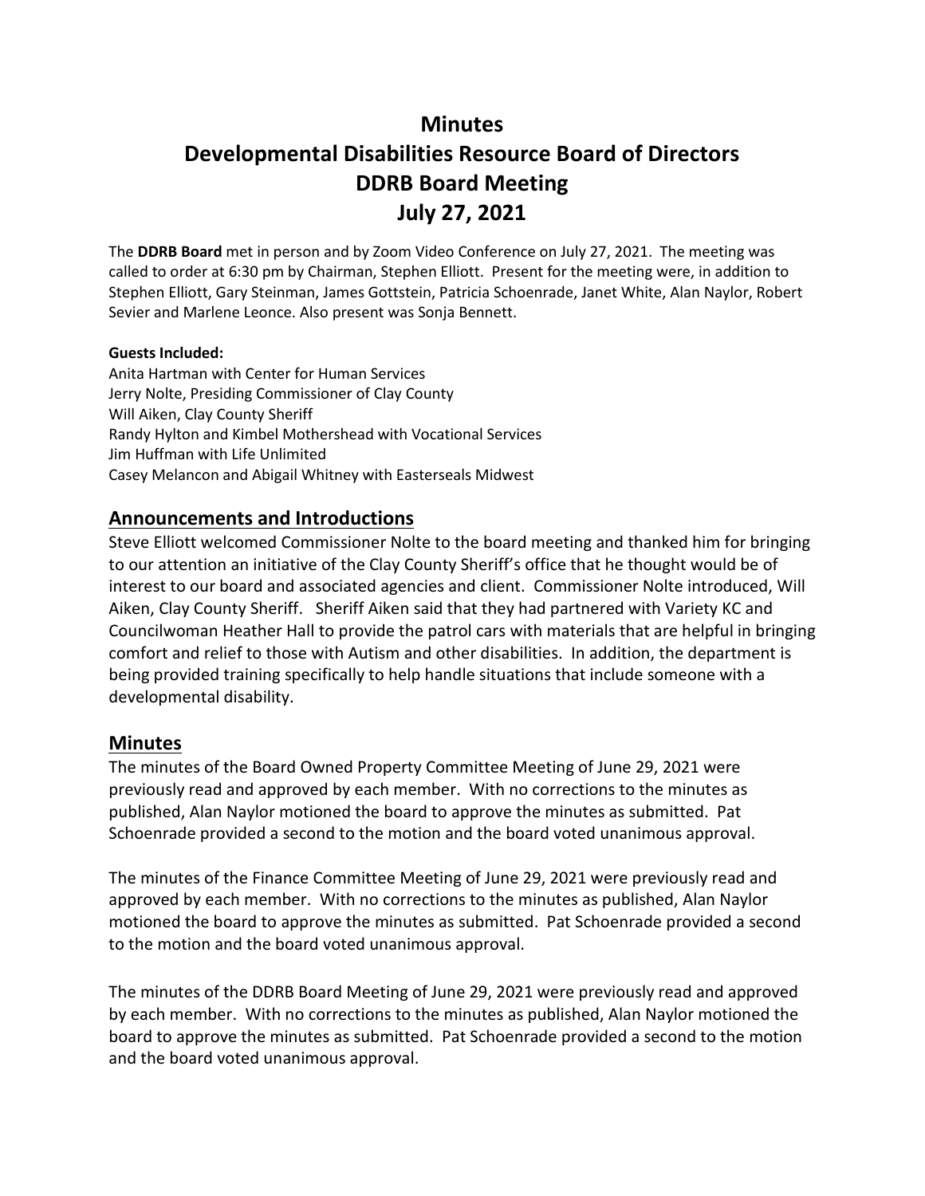# Minutes
# Developmental Disabilities Resource Board of Directors
# DDRB Board Meeting
# July 27, 2021

The **DDRB Board** met in person and by Zoom Video Conference on July 27, 2021. The meeting was called to order at 6:30 pm by Chairman, Stephen Elliott. Present for the meeting were, in addition to Stephen Elliott, Gary Steinman, James Gottstein, Patricia Schoenrade, Janet White, Alan Naylor, Robert Sevier and Marlene Leonce. Also present was Sonja Bennett.

**Guests Included:**
Anita Hartman with Center for Human Services
Jerry Nolte, Presiding Commissioner of Clay County
Will Aiken, Clay County Sheriff
Randy Hylton and Kimbel Mothershead with Vocational Services
Jim Huffman with Life Unlimited
Casey Melancon and Abigail Whitney with Easterseals Midwest

## Announcements and Introductions

Steve Elliott welcomed Commissioner Nolte to the board meeting and thanked him for bringing to our attention an initiative of the Clay County Sheriff's office that he thought would be of interest to our board and associated agencies and client. Commissioner Nolte introduced, Will Aiken, Clay County Sheriff. Sheriff Aiken said that they had partnered with Variety KC and Councilwoman Heather Hall to provide the patrol cars with materials that are helpful in bringing comfort and relief to those with Autism and other disabilities. In addition, the department is being provided training specifically to help handle situations that include someone with a developmental disability.

## Minutes

The minutes of the Board Owned Property Committee Meeting of June 29, 2021 were previously read and approved by each member. With no corrections to the minutes as published, Alan Naylor motioned the board to approve the minutes as submitted. Pat Schoenrade provided a second to the motion and the board voted unanimous approval.

The minutes of the Finance Committee Meeting of June 29, 2021 were previously read and approved by each member. With no corrections to the minutes as published, Alan Naylor motioned the board to approve the minutes as submitted. Pat Schoenrade provided a second to the motion and the board voted unanimous approval.

The minutes of the DDRB Board Meeting of June 29, 2021 were previously read and approved by each member. With no corrections to the minutes as published, Alan Naylor motioned the board to approve the minutes as submitted. Pat Schoenrade provided a second to the motion and the board voted unanimous approval.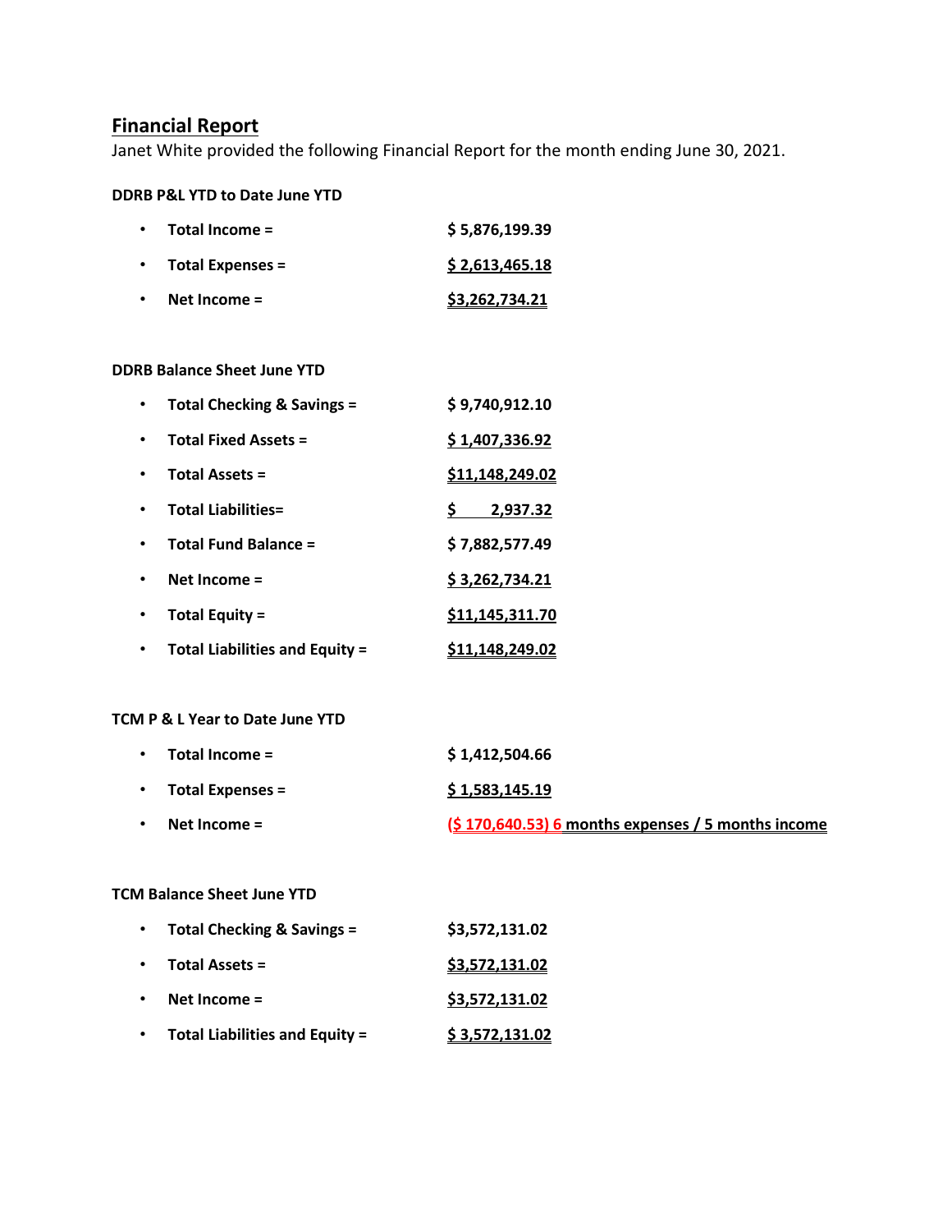## Financial Report

Janet White provided the following Financial Report for the month ending June 30, 2021.

**DDRB P&L YTD to Date June YTD**

- **Total Income =** $5,876,199.39
- **Total Expenses =** $2,613,465.18
- **Net Income =** $3,262,734.21

**DDRB Balance Sheet June YTD**

- **Total Checking & Savings =** $9,740,912.10
- **Total Fixed Assets =** $1,407,336.92
- **Total Assets =** $11,148,249.02
- **Total Liabilities=** $2,937.32
- **Total Fund Balance =** $7,882,577.49
- **Net Income =** $3,262,734.21
- **Total Equity =** $11,145,311.70
- **Total Liabilities and Equity =** $11,148,249.02

**TCM P & L Year to Date June YTD**

- **Total Income =** $1,412,504.66
- **Total Expenses =** $1,583,145.19
- **Net Income =** ($170,640.53) 6 months expenses / 5 months income

**TCM Balance Sheet June YTD**

- **Total Checking & Savings =** $3,572,131.02
- **Total Assets =** $3,572,131.02
- **Net Income =** $3,572,131.02
- **Total Liabilities and Equity =** $3,572,131.02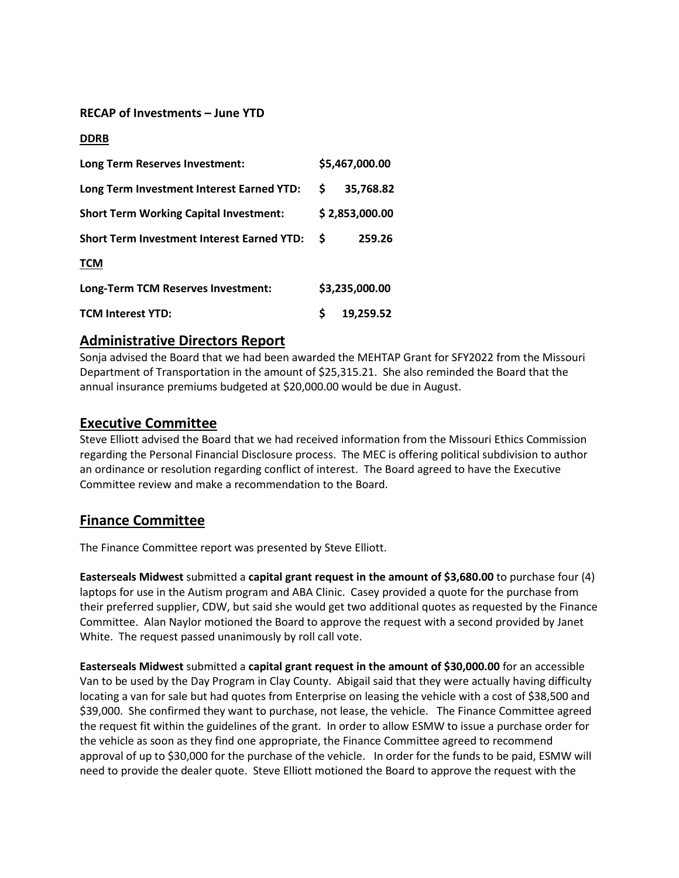**RECAP of Investments – June YTD**

**DDRB**

| | |
|---|---|
| **Long Term Reserves Investment:** | **$5,467,000.00** |
| **Long Term Investment Interest Earned YTD:** | **$ 35,768.82** |
| **Short Term Working Capital Investment:** | **$ 2,853,000.00** |
| **Short Term Investment Interest Earned YTD:** | **$ 259.26** |

**TCM**

| | |
|---|---|
| **Long-Term TCM Reserves Investment:** | **$3,235,000.00** |
| **TCM Interest YTD:** | **$ 19,259.52** |

## Administrative Directors Report

Sonja advised the Board that we had been awarded the MEHTAP Grant for SFY2022 from the Missouri Department of Transportation in the amount of $25,315.21. She also reminded the Board that the annual insurance premiums budgeted at $20,000.00 would be due in August.

## Executive Committee

Steve Elliott advised the Board that we had received information from the Missouri Ethics Commission regarding the Personal Financial Disclosure process. The MEC is offering political subdivision to author an ordinance or resolution regarding conflict of interest. The Board agreed to have the Executive Committee review and make a recommendation to the Board.

## Finance Committee

The Finance Committee report was presented by Steve Elliott.

**Easterseals Midwest** submitted a **capital grant request in the amount of $3,680.00** to purchase four (4) laptops for use in the Autism program and ABA Clinic. Casey provided a quote for the purchase from their preferred supplier, CDW, but said she would get two additional quotes as requested by the Finance Committee. Alan Naylor motioned the Board to approve the request with a second provided by Janet White. The request passed unanimously by roll call vote.

**Easterseals Midwest** submitted a **capital grant request in the amount of $30,000.00** for an accessible Van to be used by the Day Program in Clay County. Abigail said that they were actually having difficulty locating a van for sale but had quotes from Enterprise on leasing the vehicle with a cost of $38,500 and $39,000. She confirmed they want to purchase, not lease, the vehicle. The Finance Committee agreed the request fit within the guidelines of the grant. In order to allow ESMW to issue a purchase order for the vehicle as soon as they find one appropriate, the Finance Committee agreed to recommend approval of up to $30,000 for the purchase of the vehicle. In order for the funds to be paid, ESMW will need to provide the dealer quote. Steve Elliott motioned the Board to approve the request with the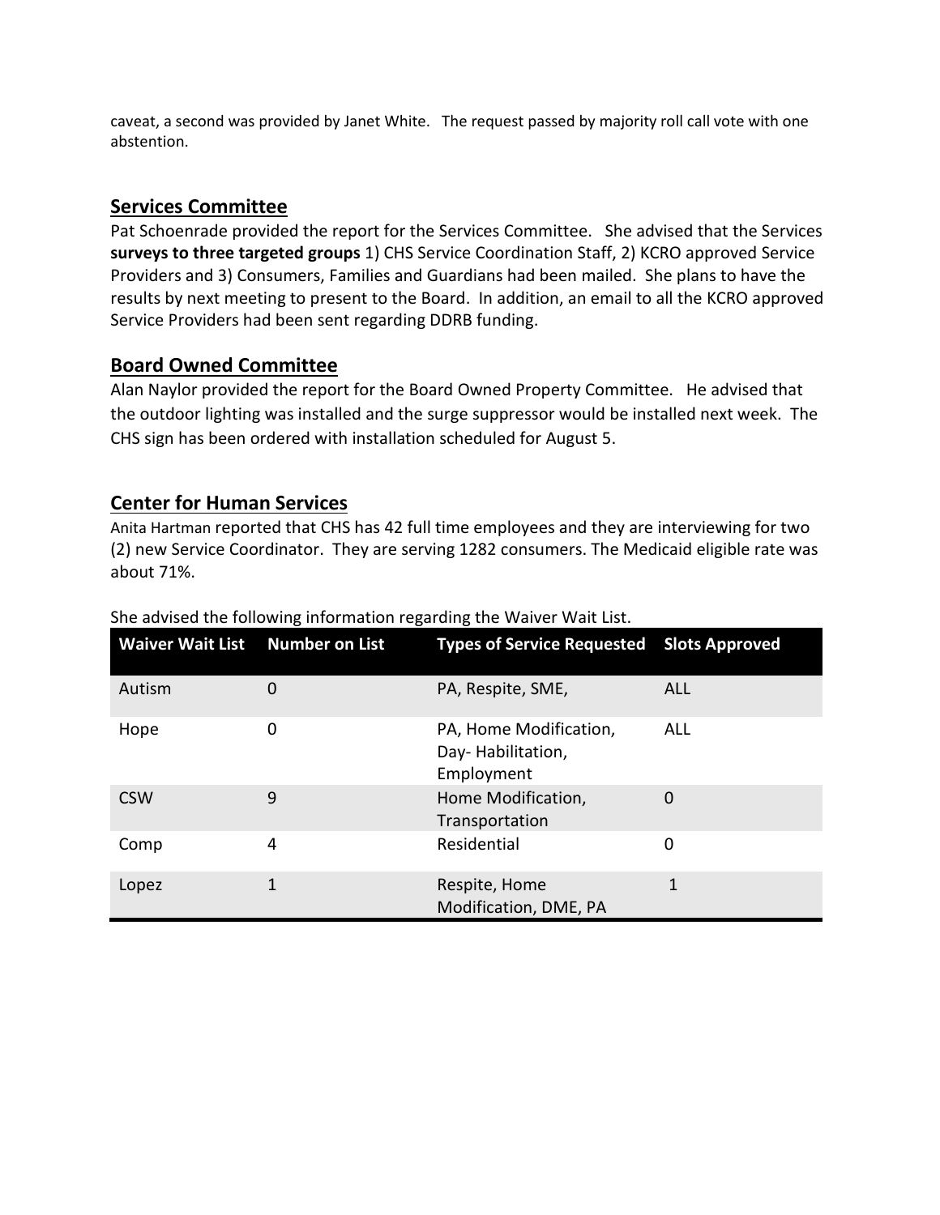caveat, a second was provided by Janet White. The request passed by majority roll call vote with one abstention.

## Services Committee

Pat Schoenrade provided the report for the Services Committee. She advised that the Services **surveys to three targeted groups** 1) CHS Service Coordination Staff, 2) KCRO approved Service Providers and 3) Consumers, Families and Guardians had been mailed. She plans to have the results by next meeting to present to the Board. In addition, an email to all the KCRO approved Service Providers had been sent regarding DDRB funding.

## Board Owned Committee

Alan Naylor provided the report for the Board Owned Property Committee. He advised that the outdoor lighting was installed and the surge suppressor would be installed next week. The CHS sign has been ordered with installation scheduled for August 5.

## Center for Human Services

Anita Hartman reported that CHS has 42 full time employees and they are interviewing for two (2) new Service Coordinator. They are serving 1282 consumers. The Medicaid eligible rate was about 71%.

She advised the following information regarding the Waiver Wait List.

| Waiver Wait List | Number on List | Types of Service Requested | Slots Approved |
|---|---|---|---|
| Autism | 0 | PA, Respite, SME, | ALL |
| Hope | 0 | PA, Home Modification, Day- Habilitation, Employment | ALL |
| CSW | 9 | Home Modification, Transportation | 0 |
| Comp | 4 | Residential | 0 |
| Lopez | 1 | Respite, Home Modification, DME, PA | 1 |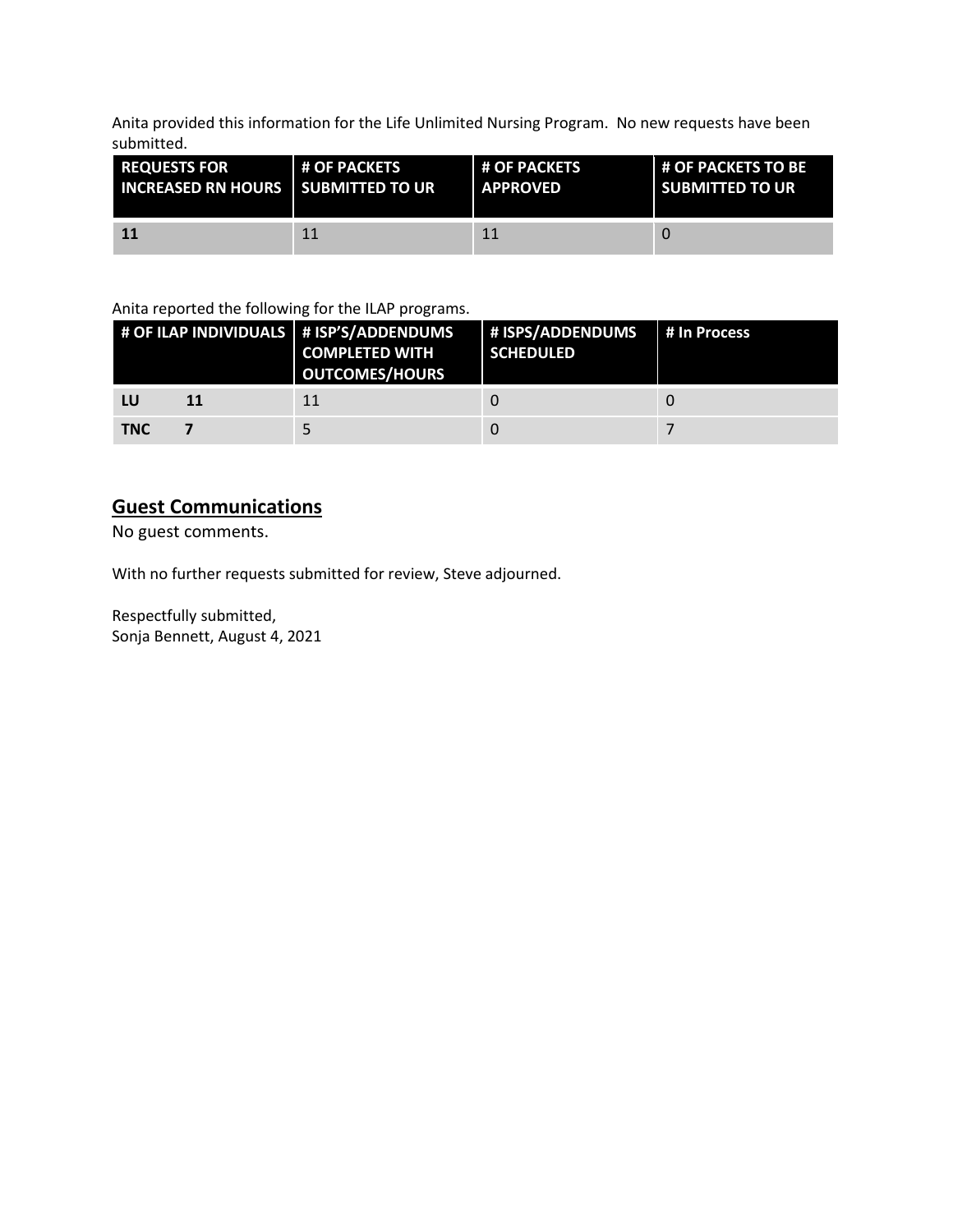Anita provided this information for the Life Unlimited Nursing Program. No new requests have been submitted.

| REQUESTS FOR INCREASED RN HOURS | # OF PACKETS SUBMITTED TO UR | # OF PACKETS APPROVED | # OF PACKETS TO BE SUBMITTED TO UR |
|---|---|---|---|
| **11** | 11 | 11 | 0 |

Anita reported the following for the ILAP programs.

| # OF ILAP INDIVIDUALS | | # ISP'S/ADDENDUMS COMPLETED WITH OUTCOMES/HOURS | # ISPS/ADDENDUMS SCHEDULED | # In Process |
|---|---|---|---|---|
| **LU** | **11** | 11 | 0 | 0 |
| **TNC** | **7** | 5 | 0 | 7 |

## Guest Communications

No guest comments.

With no further requests submitted for review, Steve adjourned.

Respectfully submitted,
Sonja Bennett, August 4, 2021